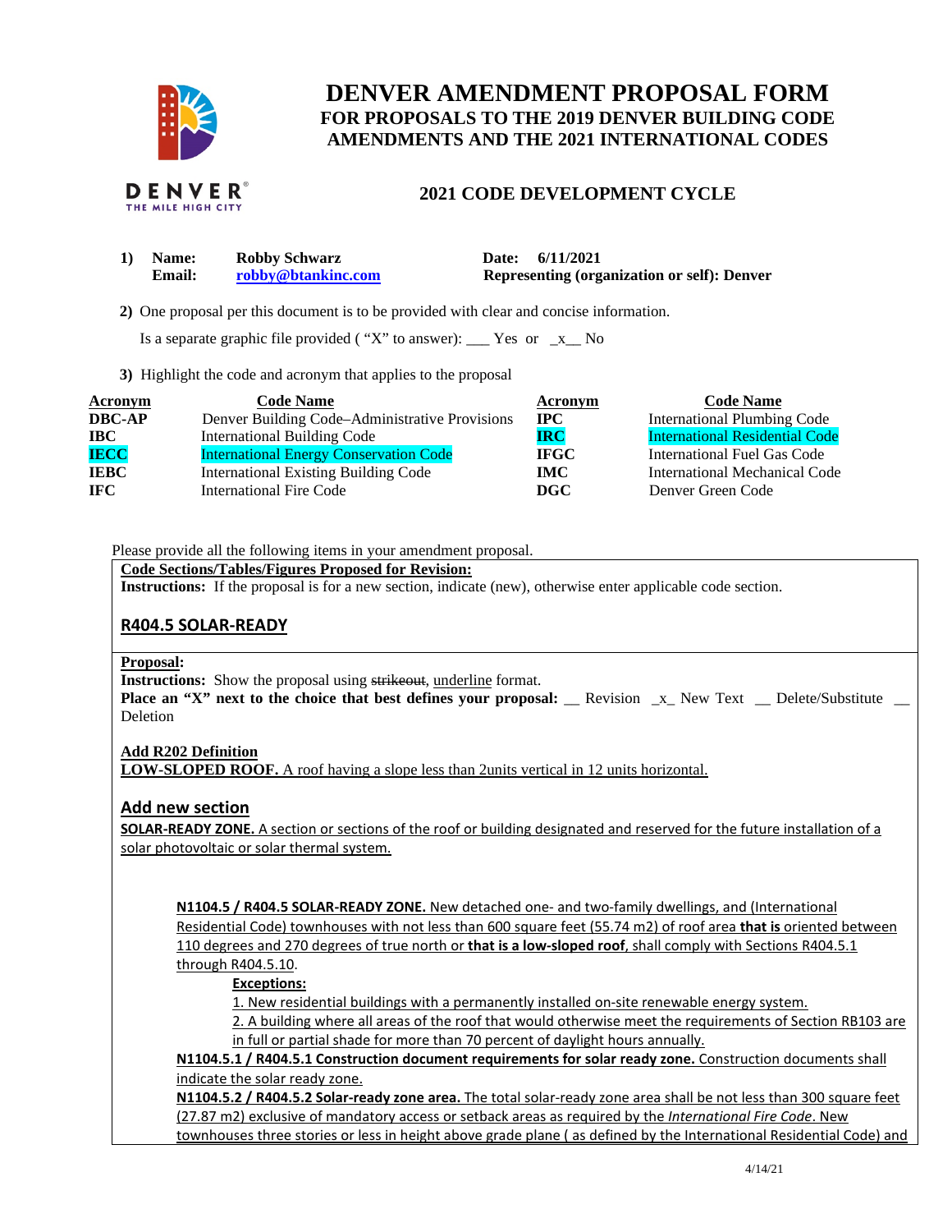# DENVER AMENDMENT PROPOSAL FORM

## FOR PROPOSALS TO THE 2019 DENVER BUILDING CODE AMENDMENTS AND THE 2021 INTERNATIONAL CODES

## 2021 CODE DEVELOPMENT CYCLE

**1) Name:** Robby Schwarz **Date:** 6/11/2021
**Email:** robby@btankinc.com **Representing (organization or self):** Denver

**2)** One proposal per this document is to be provided with clear and concise information.

Is a separate graphic file provided ( "X" to answer): ___ Yes or _x__ No

**3)** Highlight the code and acronym that applies to the proposal

| Acronym | Code Name | Acronym | Code Name |
|---|---|---|---|
| **DBC-AP** | Denver Building Code–Administrative Provisions | **IPC** | International Plumbing Code |
| **IBC** | International Building Code | **IRC** | International Residential Code |
| **IECC** | International Energy Conservation Code | **IFGC** | International Fuel Gas Code |
| **IEBC** | International Existing Building Code | **IMC** | International Mechanical Code |
| **IFC** | International Fire Code | **DGC** | Denver Green Code |

Please provide all the following items in your amendment proposal.

**Code Sections/Tables/Figures Proposed for Revision:**
**Instructions:** If the proposal is for a new section, indicate (new), otherwise enter applicable code section.

### R404.5 SOLAR-READY

**Proposal:**
**Instructions:** Show the proposal using ~~strikeout~~, underline format.
**Place an "X" next to the choice that best defines your proposal:** __ Revision _x_ New Text __ Delete/Substitute __ Deletion

**Add R202 Definition**
**LOW-SLOPED ROOF.** A roof having a slope less than 2units vertical in 12 units horizontal.

### Add new section

**SOLAR-READY ZONE.** A section or sections of the roof or building designated and reserved for the future installation of a solar photovoltaic or solar thermal system.

**N1104.5 / R404.5 SOLAR-READY ZONE.** New detached one- and two-family dwellings, and (International Residential Code) townhouses with not less than 600 square feet (55.74 m2) of roof area **that is** oriented between 110 degrees and 270 degrees of true north or **that is a low-sloped roof**, shall comply with Sections R404.5.1 through R404.5.10.

**Exceptions:**

1. New residential buildings with a permanently installed on-site renewable energy system.
2. A building where all areas of the roof that would otherwise meet the requirements of Section RB103 are in full or partial shade for more than 70 percent of daylight hours annually.

**N1104.5.1 / R404.5.1 Construction document requirements for solar ready zone.** Construction documents shall indicate the solar ready zone.

**N1104.5.2 / R404.5.2 Solar-ready zone area.** The total solar-ready zone area shall be not less than 300 square feet (27.87 m2) exclusive of mandatory access or setback areas as required by the *International Fire Code*. New townhouses three stories or less in height above grade plane ( as defined by the International Residential Code) and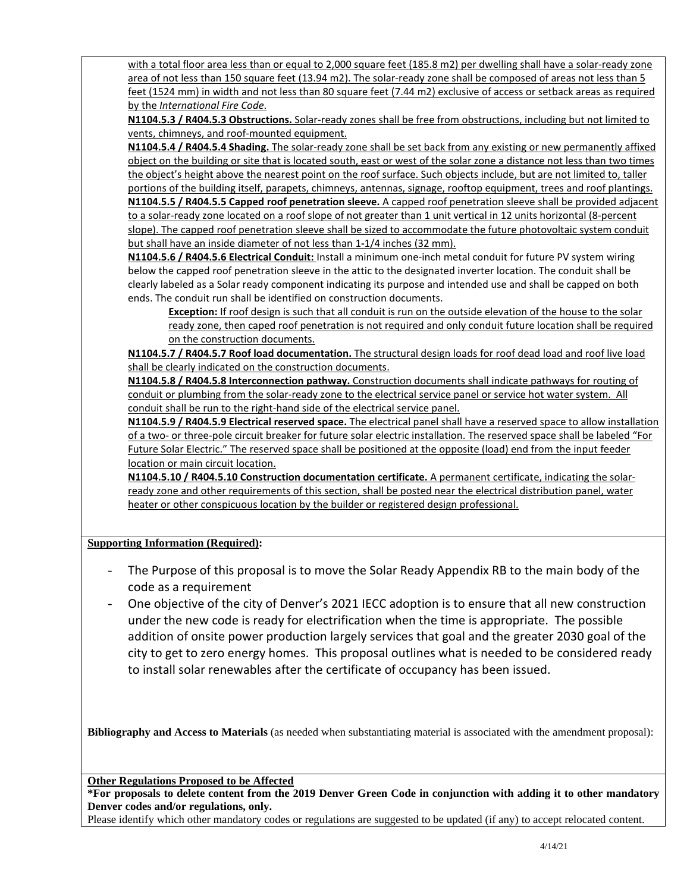with a total floor area less than or equal to 2,000 square feet (185.8 m2) per dwelling shall have a solar-ready zone area of not less than 150 square feet (13.94 m2). The solar-ready zone shall be composed of areas not less than 5 feet (1524 mm) in width and not less than 80 square feet (7.44 m2) exclusive of access or setback areas as required by the *International Fire Code*.

**N1104.5.3 / R404.5.3 Obstructions.** Solar-ready zones shall be free from obstructions, including but not limited to vents, chimneys, and roof-mounted equipment.

**N1104.5.4 / R404.5.4 Shading.** The solar-ready zone shall be set back from any existing or new permanently affixed object on the building or site that is located south, east or west of the solar zone a distance not less than two times the object's height above the nearest point on the roof surface. Such objects include, but are not limited to, taller portions of the building itself, parapets, chimneys, antennas, signage, rooftop equipment, trees and roof plantings.

**N1104.5.5 / R404.5.5 Capped roof penetration sleeve.** A capped roof penetration sleeve shall be provided adjacent to a solar-ready zone located on a roof slope of not greater than 1 unit vertical in 12 units horizontal (8-percent slope). The capped roof penetration sleeve shall be sized to accommodate the future photovoltaic system conduit but shall have an inside diameter of not less than 1-1/4 inches (32 mm).

**N1104.5.6 / R404.5.6 Electrical Conduit:** Install a minimum one-inch metal conduit for future PV system wiring below the capped roof penetration sleeve in the attic to the designated inverter location. The conduit shall be clearly labeled as a Solar ready component indicating its purpose and intended use and shall be capped on both ends. The conduit run shall be identified on construction documents.

> **Exception:** If roof design is such that all conduit is run on the outside elevation of the house to the solar ready zone, then caped roof penetration is not required and only conduit future location shall be required on the construction documents.

**N1104.5.7 / R404.5.7 Roof load documentation.** The structural design loads for roof dead load and roof live load shall be clearly indicated on the construction documents.

**N1104.5.8 / R404.5.8 Interconnection pathway.** Construction documents shall indicate pathways for routing of conduit or plumbing from the solar-ready zone to the electrical service panel or service hot water system. All conduit shall be run to the right-hand side of the electrical service panel.

**N1104.5.9 / R404.5.9 Electrical reserved space.** The electrical panel shall have a reserved space to allow installation of a two- or three-pole circuit breaker for future solar electric installation. The reserved space shall be labeled "For Future Solar Electric." The reserved space shall be positioned at the opposite (load) end from the input feeder location or main circuit location.

**N1104.5.10 / R404.5.10 Construction documentation certificate.** A permanent certificate, indicating the solar-ready zone and other requirements of this section, shall be posted near the electrical distribution panel, water heater or other conspicuous location by the builder or registered design professional.

**Supporting Information (Required):**

- The Purpose of this proposal is to move the Solar Ready Appendix RB to the main body of the code as a requirement
- One objective of the city of Denver's 2021 IECC adoption is to ensure that all new construction under the new code is ready for electrification when the time is appropriate. The possible addition of onsite power production largely services that goal and the greater 2030 goal of the city to get to zero energy homes. This proposal outlines what is needed to be considered ready to install solar renewables after the certificate of occupancy has been issued.

**Bibliography and Access to Materials** (as needed when substantiating material is associated with the amendment proposal):

**Other Regulations Proposed to be Affected**

**\*For proposals to delete content from the 2019 Denver Green Code in conjunction with adding it to other mandatory Denver codes and/or regulations, only.**

Please identify which other mandatory codes or regulations are suggested to be updated (if any) to accept relocated content.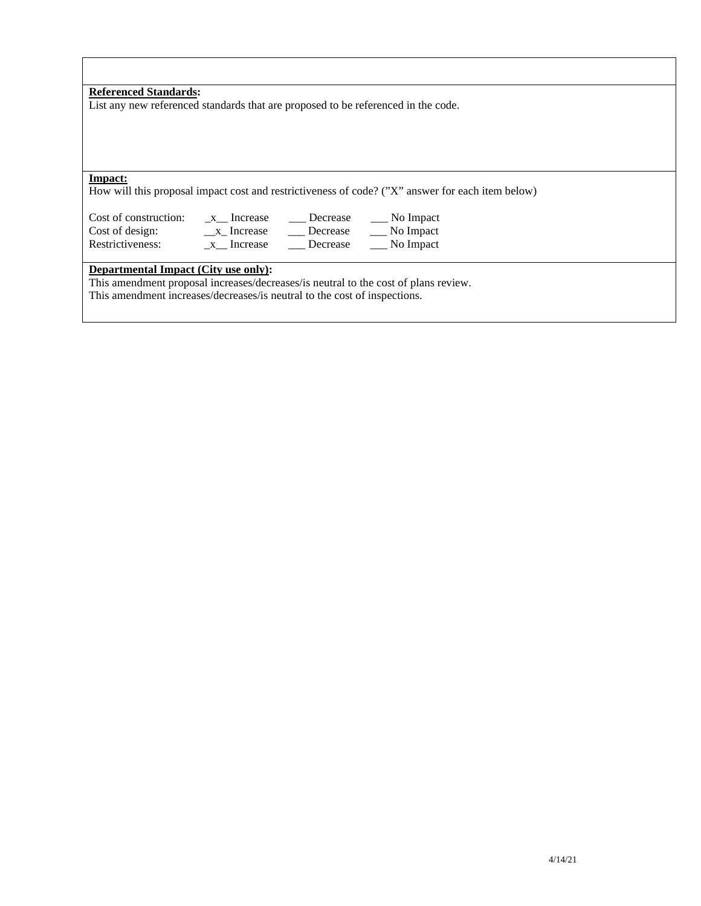**Referenced Standards:**

List any new referenced standards that are proposed to be referenced in the code.

**Impact:**

How will this proposal impact cost and restrictiveness of code? (”X” answer for each item below)

| | | | |
|---|---|---|---|
| Cost of construction: | _x__ Increase | ___ Decrease | ___ No Impact |
| Cost of design: | __x_ Increase | ___ Decrease | ___ No Impact |
| Restrictiveness: | _x__ Increase | ___ Decrease | ___ No Impact |

**Departmental Impact (City use only):**

This amendment proposal increases/decreases/is neutral to the cost of plans review.
This amendment increases/decreases/is neutral to the cost of inspections.

4/14/21